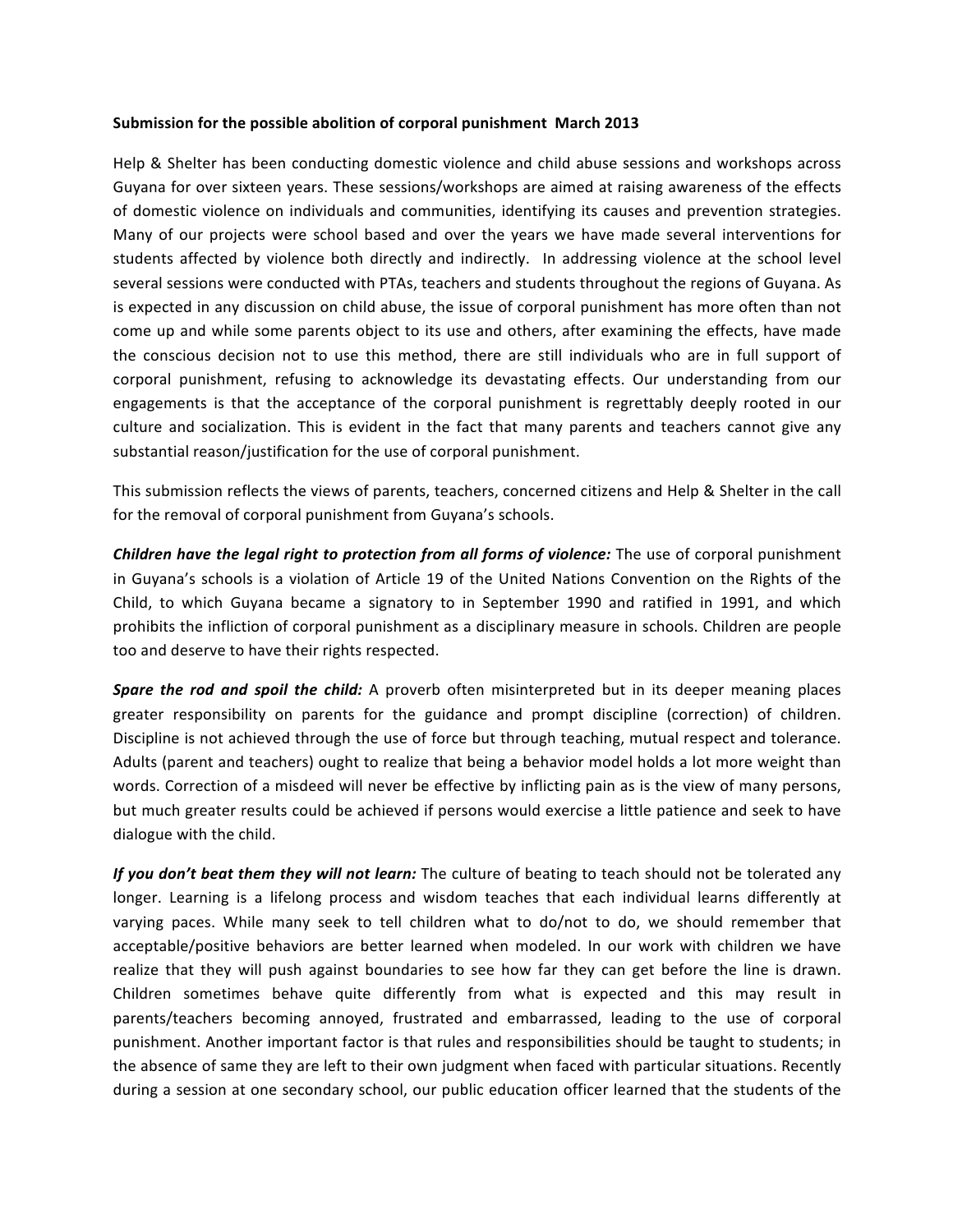**Submission for the possible abolition of corporal punishment March 2013**

Help & Shelter has been conducting domestic violence and child abuse sessions and workshops across Guyana for over sixteen years. These sessions/workshops are aimed at raising awareness of the effects of domestic violence on individuals and communities, identifying its causes and prevention strategies. Many of our projects were school based and over the years we have made several interventions for students affected by violence both directly and indirectly. In addressing violence at the school level several sessions were conducted with PTAs, teachers and students throughout the regions of Guyana. As is expected in any discussion on child abuse, the issue of corporal punishment has more often than not come up and while some parents object to its use and others, after examining the effects, have made the conscious decision not to use this method, there are still individuals who are in full support of corporal punishment, refusing to acknowledge its devastating effects. Our understanding from our engagements is that the acceptance of the corporal punishment is regrettably deeply rooted in our culture and socialization. This is evident in the fact that many parents and teachers cannot give any substantial reason/justification for the use of corporal punishment.

This submission reflects the views of parents, teachers, concerned citizens and Help & Shelter in the call for the removal of corporal punishment from Guyana's schools.

***Children have the legal right to protection from all forms of violence:*** The use of corporal punishment in Guyana's schools is a violation of Article 19 of the United Nations Convention on the Rights of the Child, to which Guyana became a signatory to in September 1990 and ratified in 1991, and which prohibits the infliction of corporal punishment as a disciplinary measure in schools. Children are people too and deserve to have their rights respected.

***Spare the rod and spoil the child:*** A proverb often misinterpreted but in its deeper meaning places greater responsibility on parents for the guidance and prompt discipline (correction) of children. Discipline is not achieved through the use of force but through teaching, mutual respect and tolerance. Adults (parent and teachers) ought to realize that being a behavior model holds a lot more weight than words. Correction of a misdeed will never be effective by inflicting pain as is the view of many persons, but much greater results could be achieved if persons would exercise a little patience and seek to have dialogue with the child.

***If you don't beat them they will not learn:*** The culture of beating to teach should not be tolerated any longer. Learning is a lifelong process and wisdom teaches that each individual learns differently at varying paces. While many seek to tell children what to do/not to do, we should remember that acceptable/positive behaviors are better learned when modeled. In our work with children we have realize that they will push against boundaries to see how far they can get before the line is drawn. Children sometimes behave quite differently from what is expected and this may result in parents/teachers becoming annoyed, frustrated and embarrassed, leading to the use of corporal punishment. Another important factor is that rules and responsibilities should be taught to students; in the absence of same they are left to their own judgment when faced with particular situations. Recently during a session at one secondary school, our public education officer learned that the students of the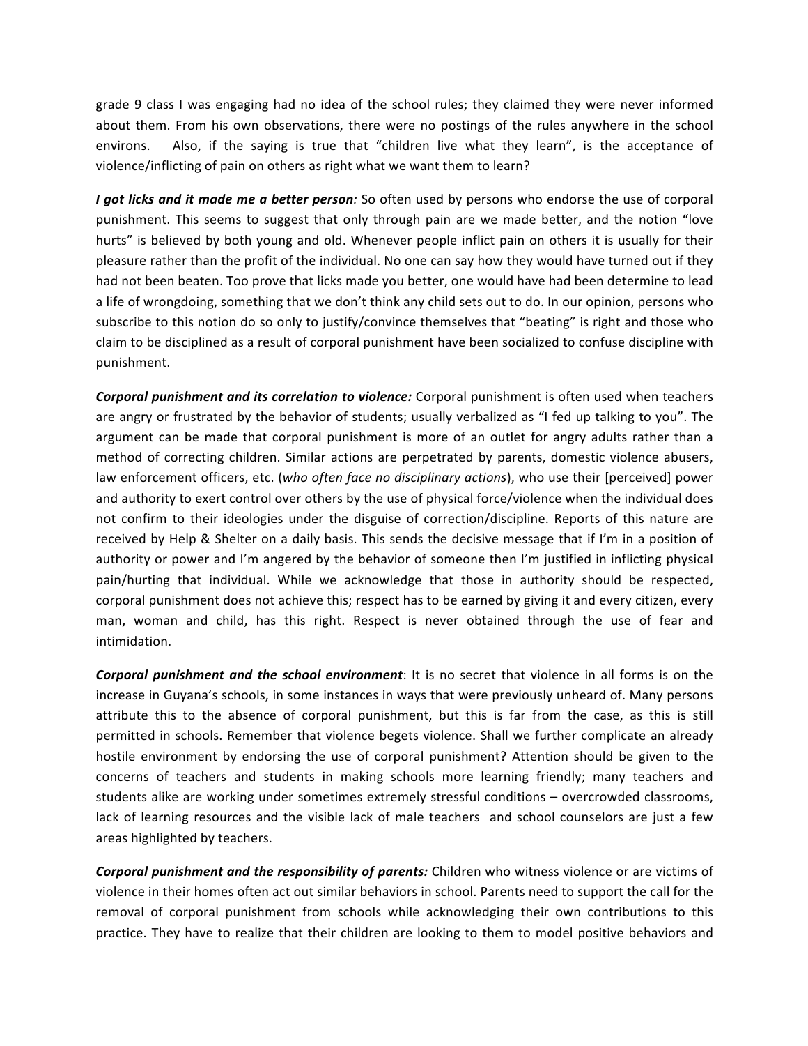grade 9 class I was engaging had no idea of the school rules; they claimed they were never informed about them. From his own observations, there were no postings of the rules anywhere in the school environs. Also, if the saying is true that "children live what they learn", is the acceptance of violence/inflicting of pain on others as right what we want them to learn?

***I got licks and it made me a better person**:* So often used by persons who endorse the use of corporal punishment. This seems to suggest that only through pain are we made better, and the notion "love hurts" is believed by both young and old. Whenever people inflict pain on others it is usually for their pleasure rather than the profit of the individual. No one can say how they would have turned out if they had not been beaten. Too prove that licks made you better, one would have had been determine to lead a life of wrongdoing, something that we don't think any child sets out to do. In our opinion, persons who subscribe to this notion do so only to justify/convince themselves that "beating" is right and those who claim to be disciplined as a result of corporal punishment have been socialized to confuse discipline with punishment.

***Corporal punishment and its correlation to violence:*** Corporal punishment is often used when teachers are angry or frustrated by the behavior of students; usually verbalized as "I fed up talking to you". The argument can be made that corporal punishment is more of an outlet for angry adults rather than a method of correcting children. Similar actions are perpetrated by parents, domestic violence abusers, law enforcement officers, etc. (*who often face no disciplinary actions*), who use their [perceived] power and authority to exert control over others by the use of physical force/violence when the individual does not confirm to their ideologies under the disguise of correction/discipline. Reports of this nature are received by Help & Shelter on a daily basis. This sends the decisive message that if I'm in a position of authority or power and I'm angered by the behavior of someone then I'm justified in inflicting physical pain/hurting that individual. While we acknowledge that those in authority should be respected, corporal punishment does not achieve this; respect has to be earned by giving it and every citizen, every man, woman and child, has this right. Respect is never obtained through the use of fear and intimidation.

***Corporal punishment and the school environment***: It is no secret that violence in all forms is on the increase in Guyana's schools, in some instances in ways that were previously unheard of. Many persons attribute this to the absence of corporal punishment, but this is far from the case, as this is still permitted in schools. Remember that violence begets violence. Shall we further complicate an already hostile environment by endorsing the use of corporal punishment? Attention should be given to the concerns of teachers and students in making schools more learning friendly; many teachers and students alike are working under sometimes extremely stressful conditions – overcrowded classrooms, lack of learning resources and the visible lack of male teachers and school counselors are just a few areas highlighted by teachers.

***Corporal punishment and the responsibility of parents:*** Children who witness violence or are victims of violence in their homes often act out similar behaviors in school. Parents need to support the call for the removal of corporal punishment from schools while acknowledging their own contributions to this practice. They have to realize that their children are looking to them to model positive behaviors and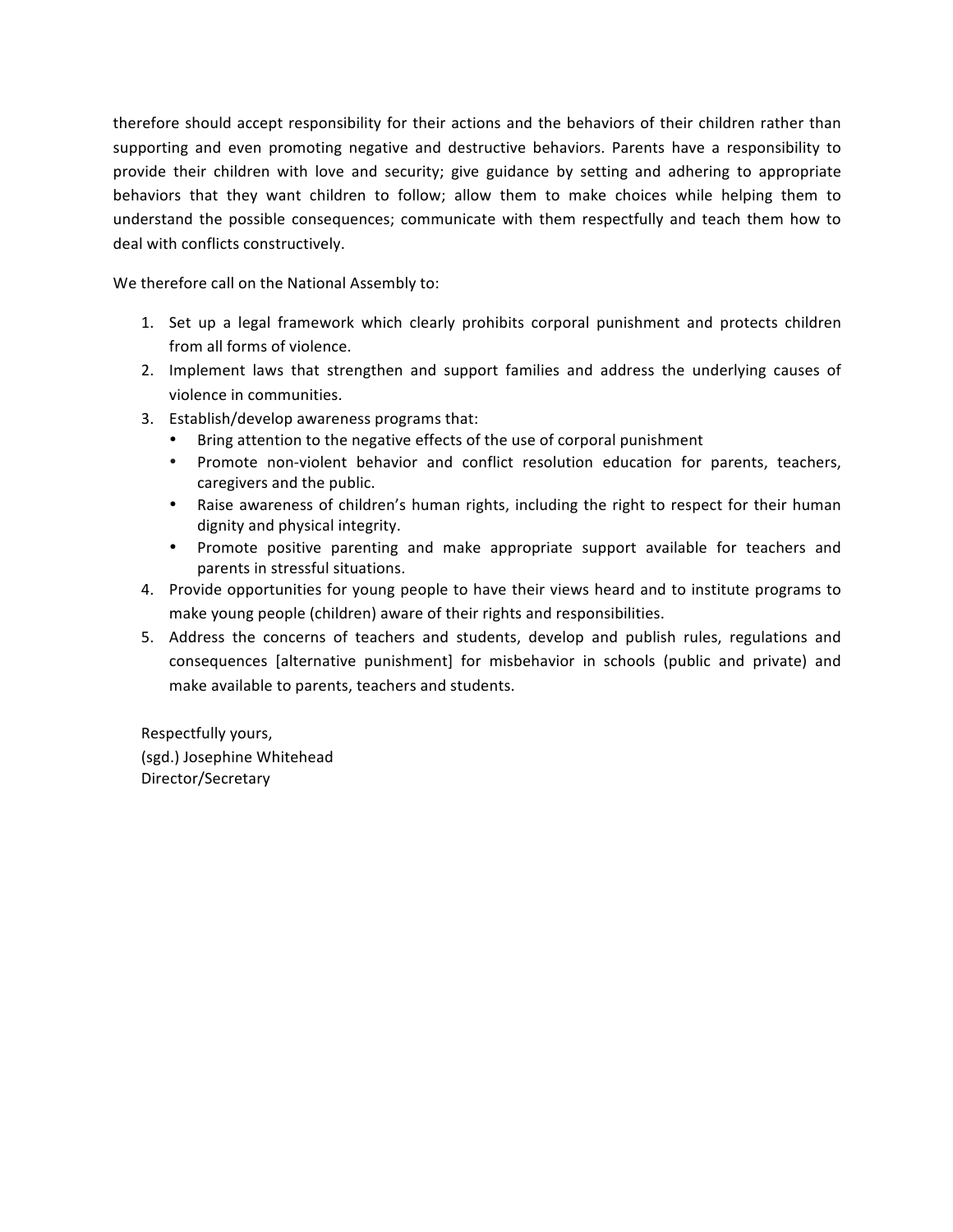therefore should accept responsibility for their actions and the behaviors of their children rather than supporting and even promoting negative and destructive behaviors. Parents have a responsibility to provide their children with love and security; give guidance by setting and adhering to appropriate behaviors that they want children to follow; allow them to make choices while helping them to understand the possible consequences; communicate with them respectfully and teach them how to deal with conflicts constructively.

We therefore call on the National Assembly to:

1. Set up a legal framework which clearly prohibits corporal punishment and protects children from all forms of violence.
2. Implement laws that strengthen and support families and address the underlying causes of violence in communities.
3. Establish/develop awareness programs that:
   - Bring attention to the negative effects of the use of corporal punishment
   - Promote non-violent behavior and conflict resolution education for parents, teachers, caregivers and the public.
   - Raise awareness of children's human rights, including the right to respect for their human dignity and physical integrity.
   - Promote positive parenting and make appropriate support available for teachers and parents in stressful situations.
4. Provide opportunities for young people to have their views heard and to institute programs to make young people (children) aware of their rights and responsibilities.
5. Address the concerns of teachers and students, develop and publish rules, regulations and consequences [alternative punishment] for misbehavior in schools (public and private) and make available to parents, teachers and students.

Respectfully yours,
(sgd.) Josephine Whitehead
Director/Secretary